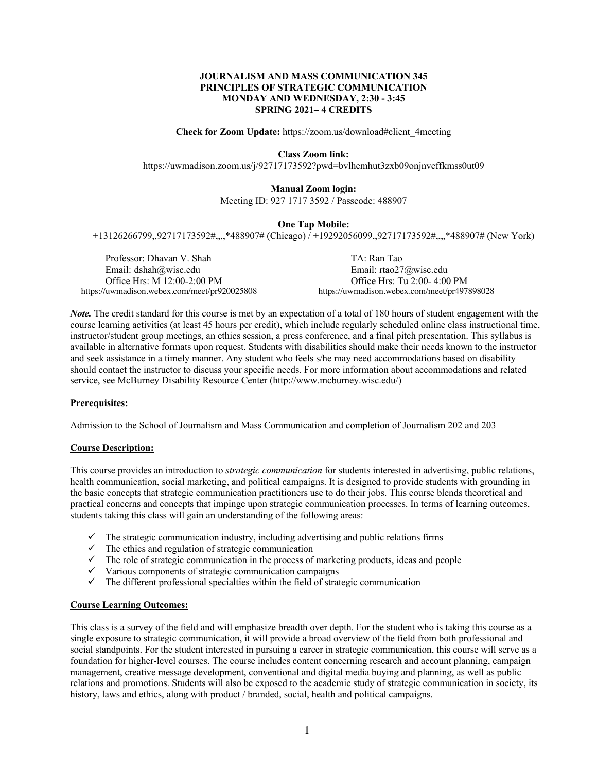**JOURNALISM AND MASS COMMUNICATION 345**
**PRINCIPLES OF STRATEGIC COMMUNICATION**
**MONDAY AND WEDNESDAY, 2:30 - 3:45**
**SPRING 2021– 4 CREDITS**

**Check for Zoom Update:** https://zoom.us/download#client_4meeting

**Class Zoom link:**
https://uwmadison.zoom.us/j/92717173592?pwd=bvlhemhut3zxb09onjnvcffkmss0ut09

**Manual Zoom login:**
Meeting ID: 927 1717 3592 / Passcode: 488907

**One Tap Mobile:**
+13126266799,,92717173592#,,,,*488907# (Chicago) / +19292056099,,92717173592#,,,,*488907# (New York)

Professor: Dhavan V. Shah
Email: dshah@wisc.edu
Office Hrs: M 12:00-2:00 PM
https://uwmadison.webex.com/meet/pr920025808

TA: Ran Tao
Email: rtao27@wisc.edu
Office Hrs: Tu 2:00- 4:00 PM
https://uwmadison.webex.com/meet/pr497898028

***Note.*** The credit standard for this course is met by an expectation of a total of 180 hours of student engagement with the course learning activities (at least 45 hours per credit), which include regularly scheduled online class instructional time, instructor/student group meetings, an ethics session, a press conference, and a final pitch presentation. This syllabus is available in alternative formats upon request. Students with disabilities should make their needs known to the instructor and seek assistance in a timely manner. Any student who feels s/he may need accommodations based on disability should contact the instructor to discuss your specific needs. For more information about accommodations and related service, see McBurney Disability Resource Center (http://www.mcburney.wisc.edu/)

## Prerequisites:

Admission to the School of Journalism and Mass Communication and completion of Journalism 202 and 203

## Course Description:

This course provides an introduction to *strategic communication* for students interested in advertising, public relations, health communication, social marketing, and political campaigns. It is designed to provide students with grounding in the basic concepts that strategic communication practitioners use to do their jobs. This course blends theoretical and practical concerns and concepts that impinge upon strategic communication processes. In terms of learning outcomes, students taking this class will gain an understanding of the following areas:

- ✓ The strategic communication industry, including advertising and public relations firms
- ✓ The ethics and regulation of strategic communication
- ✓ The role of strategic communication in the process of marketing products, ideas and people
- ✓ Various components of strategic communication campaigns
- ✓ The different professional specialties within the field of strategic communication

## Course Learning Outcomes:

This class is a survey of the field and will emphasize breadth over depth. For the student who is taking this course as a single exposure to strategic communication, it will provide a broad overview of the field from both professional and social standpoints. For the student interested in pursuing a career in strategic communication, this course will serve as a foundation for higher-level courses. The course includes content concerning research and account planning, campaign management, creative message development, conventional and digital media buying and planning, as well as public relations and promotions. Students will also be exposed to the academic study of strategic communication in society, its history, laws and ethics, along with product / branded, social, health and political campaigns.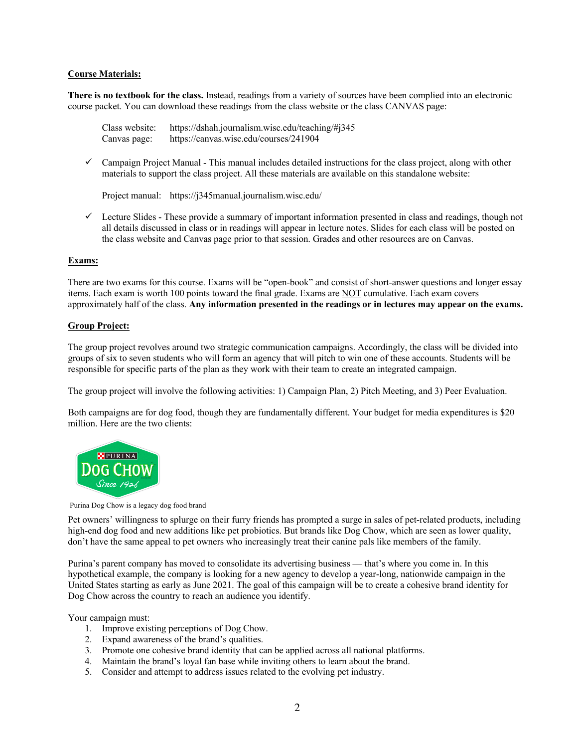**Course Materials:**

**There is no textbook for the class.** Instead, readings from a variety of sources have been complied into an electronic course packet. You can download these readings from the class website or the class CANVAS page:

Class website: https://dshah.journalism.wisc.edu/teaching/#j345
Canvas page: https://canvas.wisc.edu/courses/241904

- ✓ Campaign Project Manual - This manual includes detailed instructions for the class project, along with other materials to support the class project. All these materials are available on this standalone website:

  Project manual: https://j345manual.journalism.wisc.edu/

- ✓ Lecture Slides - These provide a summary of important information presented in class and readings, though not all details discussed in class or in readings will appear in lecture notes. Slides for each class will be posted on the class website and Canvas page prior to that session. Grades and other resources are on Canvas.

**Exams:**

There are two exams for this course. Exams will be "open-book" and consist of short-answer questions and longer essay items. Each exam is worth 100 points toward the final grade. Exams are NOT cumulative. Each exam covers approximately half of the class. **Any information presented in the readings or in lectures may appear on the exams.**

**Group Project:**

The group project revolves around two strategic communication campaigns. Accordingly, the class will be divided into groups of six to seven students who will form an agency that will pitch to win one of these accounts. Students will be responsible for specific parts of the plan as they work with their team to create an integrated campaign.

The group project will involve the following activities: 1) Campaign Plan, 2) Pitch Meeting, and 3) Peer Evaluation.

Both campaigns are for dog food, though they are fundamentally different. Your budget for media expenditures is $20 million. Here are the two clients:

Purina Dog Chow is a legacy dog food brand

Pet owners' willingness to splurge on their furry friends has prompted a surge in sales of pet-related products, including high-end dog food and new additions like pet probiotics. But brands like Dog Chow, which are seen as lower quality, don't have the same appeal to pet owners who increasingly treat their canine pals like members of the family.

Purina's parent company has moved to consolidate its advertising business — that's where you come in. In this hypothetical example, the company is looking for a new agency to develop a year-long, nationwide campaign in the United States starting as early as June 2021. The goal of this campaign will be to create a cohesive brand identity for Dog Chow across the country to reach an audience you identify.

Your campaign must:

1. Improve existing perceptions of Dog Chow.
2. Expand awareness of the brand's qualities.
3. Promote one cohesive brand identity that can be applied across all national platforms.
4. Maintain the brand's loyal fan base while inviting others to learn about the brand.
5. Consider and attempt to address issues related to the evolving pet industry.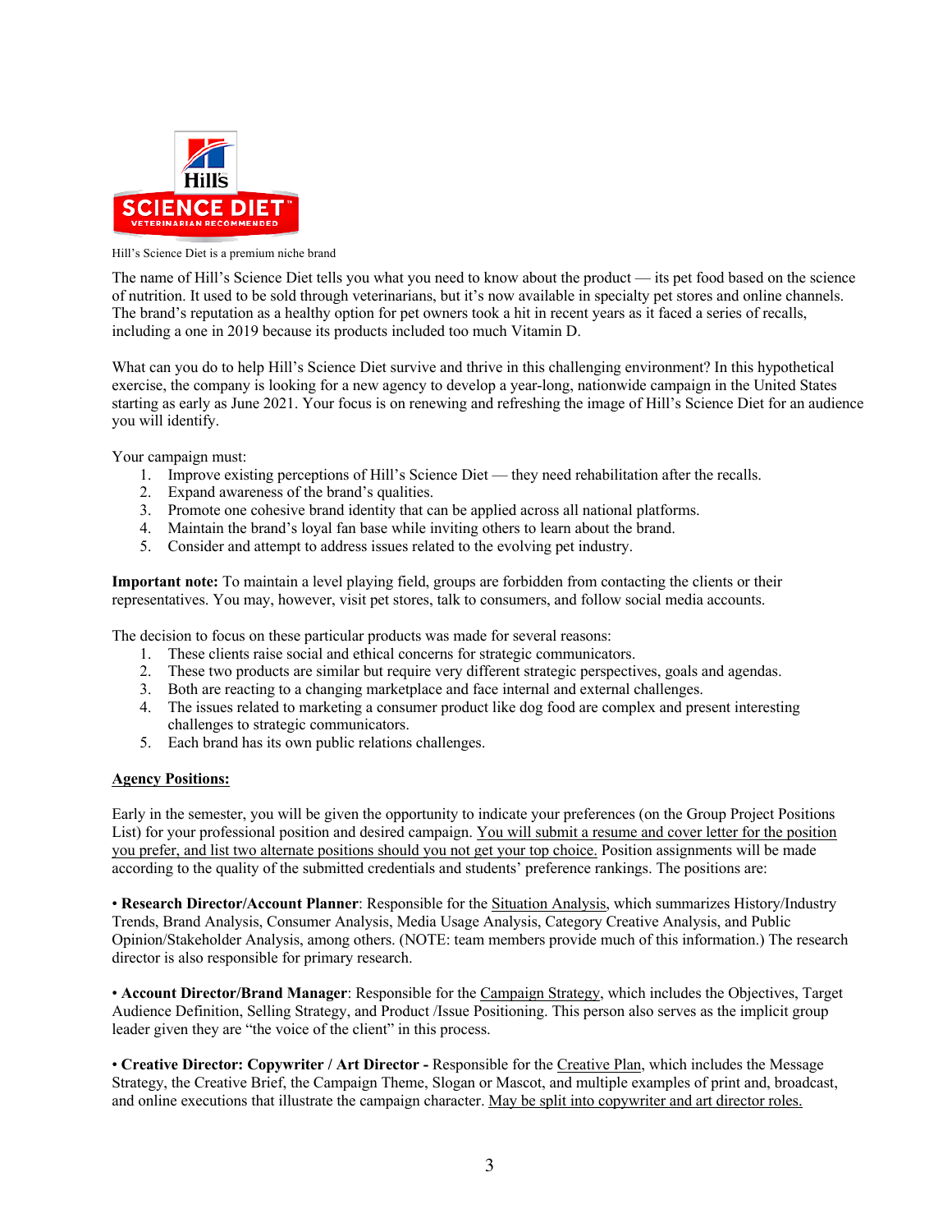Hill's Science Diet is a premium niche brand

The name of Hill's Science Diet tells you what you need to know about the product — its pet food based on the science of nutrition. It used to be sold through veterinarians, but it's now available in specialty pet stores and online channels. The brand's reputation as a healthy option for pet owners took a hit in recent years as it faced a series of recalls, including a one in 2019 because its products included too much Vitamin D.

What can you do to help Hill's Science Diet survive and thrive in this challenging environment? In this hypothetical exercise, the company is looking for a new agency to develop a year-long, nationwide campaign in the United States starting as early as June 2021. Your focus is on renewing and refreshing the image of Hill's Science Diet for an audience you will identify.

Your campaign must:

1. Improve existing perceptions of Hill's Science Diet — they need rehabilitation after the recalls.
2. Expand awareness of the brand's qualities.
3. Promote one cohesive brand identity that can be applied across all national platforms.
4. Maintain the brand's loyal fan base while inviting others to learn about the brand.
5. Consider and attempt to address issues related to the evolving pet industry.

**Important note:** To maintain a level playing field, groups are forbidden from contacting the clients or their representatives. You may, however, visit pet stores, talk to consumers, and follow social media accounts.

The decision to focus on these particular products was made for several reasons:

1. These clients raise social and ethical concerns for strategic communicators.
2. These two products are similar but require very different strategic perspectives, goals and agendas.
3. Both are reacting to a changing marketplace and face internal and external challenges.
4. The issues related to marketing a consumer product like dog food are complex and present interesting challenges to strategic communicators.
5. Each brand has its own public relations challenges.

**Agency Positions:**

Early in the semester, you will be given the opportunity to indicate your preferences (on the Group Project Positions List) for your professional position and desired campaign. You will submit a resume and cover letter for the position you prefer, and list two alternate positions should you not get your top choice. Position assignments will be made according to the quality of the submitted credentials and students' preference rankings. The positions are:

• **Research Director/Account Planner**: Responsible for the Situation Analysis, which summarizes History/Industry Trends, Brand Analysis, Consumer Analysis, Media Usage Analysis, Category Creative Analysis, and Public Opinion/Stakeholder Analysis, among others. (NOTE: team members provide much of this information.) The research director is also responsible for primary research.

• **Account Director/Brand Manager**: Responsible for the Campaign Strategy, which includes the Objectives, Target Audience Definition, Selling Strategy, and Product /Issue Positioning. This person also serves as the implicit group leader given they are "the voice of the client" in this process.

• **Creative Director: Copywriter / Art Director -** Responsible for the Creative Plan, which includes the Message Strategy, the Creative Brief, the Campaign Theme, Slogan or Mascot, and multiple examples of print and, broadcast, and online executions that illustrate the campaign character. May be split into copywriter and art director roles.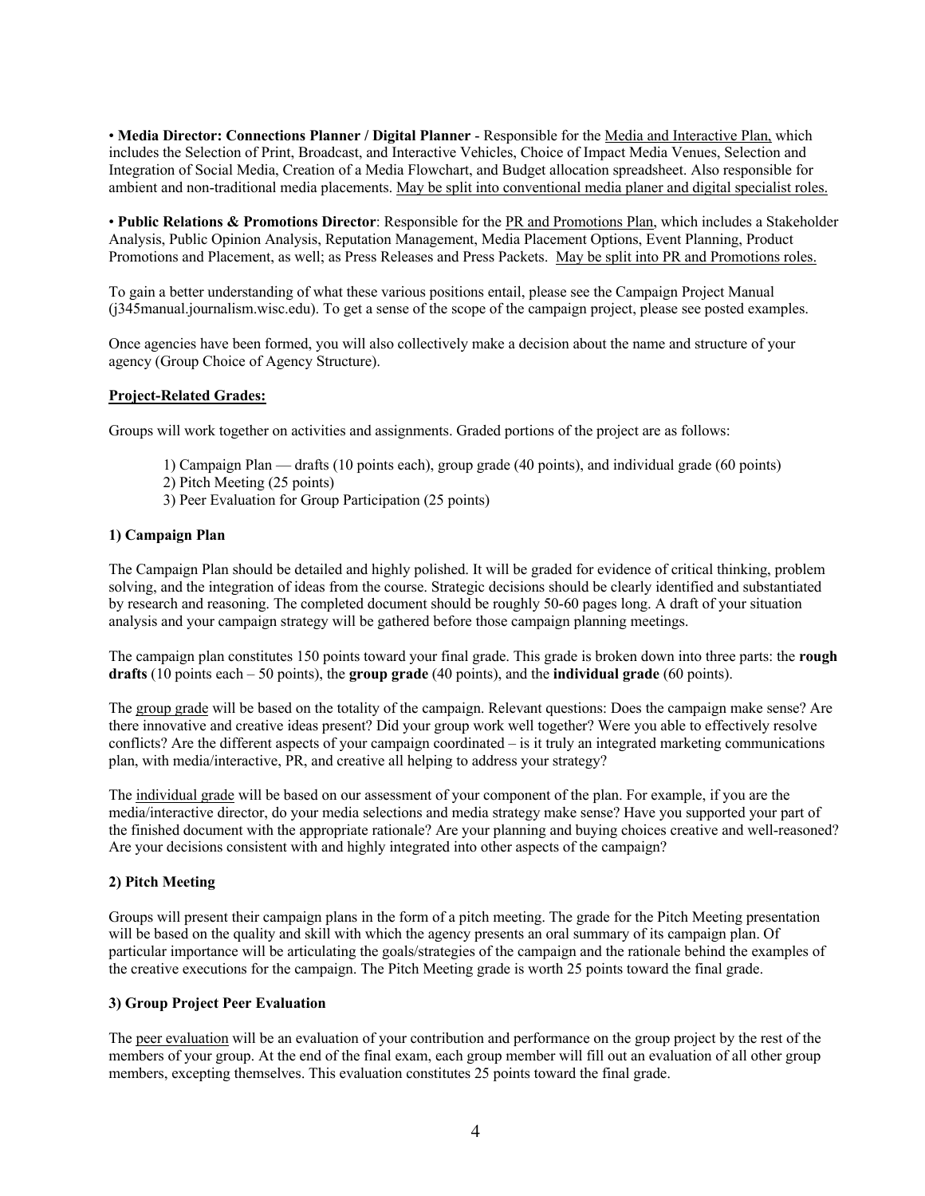• **Media Director: Connections Planner / Digital Planner** - Responsible for the Media and Interactive Plan, which includes the Selection of Print, Broadcast, and Interactive Vehicles, Choice of Impact Media Venues, Selection and Integration of Social Media, Creation of a Media Flowchart, and Budget allocation spreadsheet. Also responsible for ambient and non-traditional media placements. May be split into conventional media planer and digital specialist roles.

• **Public Relations & Promotions Director**: Responsible for the PR and Promotions Plan, which includes a Stakeholder Analysis, Public Opinion Analysis, Reputation Management, Media Placement Options, Event Planning, Product Promotions and Placement, as well; as Press Releases and Press Packets. May be split into PR and Promotions roles.

To gain a better understanding of what these various positions entail, please see the Campaign Project Manual (j345manual.journalism.wisc.edu). To get a sense of the scope of the campaign project, please see posted examples.

Once agencies have been formed, you will also collectively make a decision about the name and structure of your agency (Group Choice of Agency Structure).

**Project-Related Grades:**

Groups will work together on activities and assignments. Graded portions of the project are as follows:

1) Campaign Plan — drafts (10 points each), group grade (40 points), and individual grade (60 points)
2) Pitch Meeting (25 points)
3) Peer Evaluation for Group Participation (25 points)

### 1) Campaign Plan

The Campaign Plan should be detailed and highly polished. It will be graded for evidence of critical thinking, problem solving, and the integration of ideas from the course. Strategic decisions should be clearly identified and substantiated by research and reasoning. The completed document should be roughly 50-60 pages long. A draft of your situation analysis and your campaign strategy will be gathered before those campaign planning meetings.

The campaign plan constitutes 150 points toward your final grade. This grade is broken down into three parts: the **rough drafts** (10 points each – 50 points), the **group grade** (40 points), and the **individual grade** (60 points).

The group grade will be based on the totality of the campaign. Relevant questions: Does the campaign make sense? Are there innovative and creative ideas present? Did your group work well together? Were you able to effectively resolve conflicts? Are the different aspects of your campaign coordinated – is it truly an integrated marketing communications plan, with media/interactive, PR, and creative all helping to address your strategy?

The individual grade will be based on our assessment of your component of the plan. For example, if you are the media/interactive director, do your media selections and media strategy make sense? Have you supported your part of the finished document with the appropriate rationale? Are your planning and buying choices creative and well-reasoned? Are your decisions consistent with and highly integrated into other aspects of the campaign?

### 2) Pitch Meeting

Groups will present their campaign plans in the form of a pitch meeting. The grade for the Pitch Meeting presentation will be based on the quality and skill with which the agency presents an oral summary of its campaign plan. Of particular importance will be articulating the goals/strategies of the campaign and the rationale behind the examples of the creative executions for the campaign. The Pitch Meeting grade is worth 25 points toward the final grade.

### 3) Group Project Peer Evaluation

The peer evaluation will be an evaluation of your contribution and performance on the group project by the rest of the members of your group. At the end of the final exam, each group member will fill out an evaluation of all other group members, excepting themselves. This evaluation constitutes 25 points toward the final grade.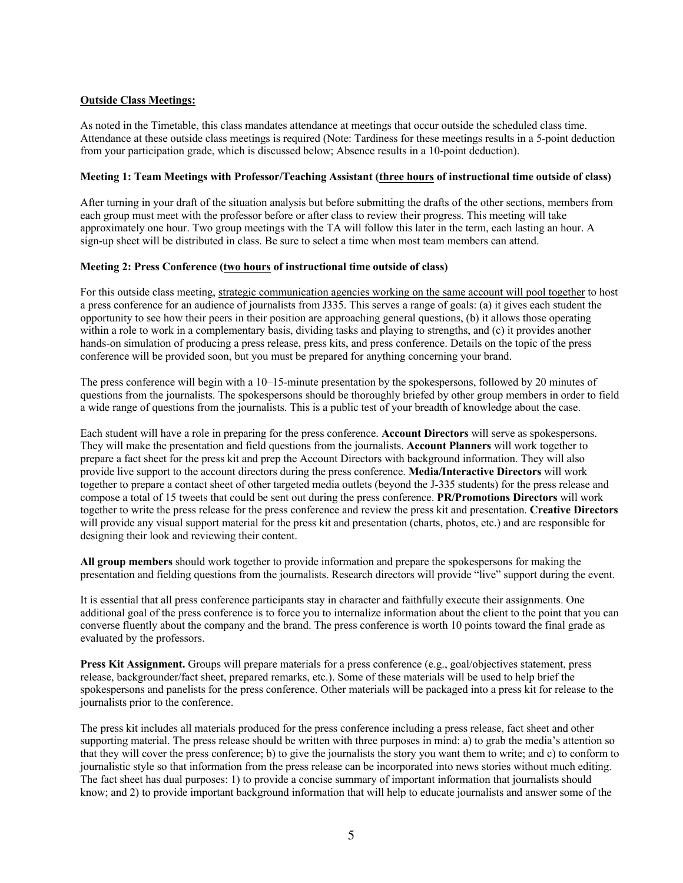**Outside Class Meetings:**

As noted in the Timetable, this class mandates attendance at meetings that occur outside the scheduled class time. Attendance at these outside class meetings is required (Note: Tardiness for these meetings results in a 5-point deduction from your participation grade, which is discussed below; Absence results in a 10-point deduction).

**Meeting 1: Team Meetings with Professor/Teaching Assistant (three hours of instructional time outside of class)**

After turning in your draft of the situation analysis but before submitting the drafts of the other sections, members from each group must meet with the professor before or after class to review their progress. This meeting will take approximately one hour. Two group meetings with the TA will follow this later in the term, each lasting an hour. A sign-up sheet will be distributed in class. Be sure to select a time when most team members can attend.

**Meeting 2: Press Conference (two hours of instructional time outside of class)**

For this outside class meeting, strategic communication agencies working on the same account will pool together to host a press conference for an audience of journalists from J335. This serves a range of goals: (a) it gives each student the opportunity to see how their peers in their position are approaching general questions, (b) it allows those operating within a role to work in a complementary basis, dividing tasks and playing to strengths, and (c) it provides another hands-on simulation of producing a press release, press kits, and press conference. Details on the topic of the press conference will be provided soon, but you must be prepared for anything concerning your brand.

The press conference will begin with a 10–15-minute presentation by the spokespersons, followed by 20 minutes of questions from the journalists. The spokespersons should be thoroughly briefed by other group members in order to field a wide range of questions from the journalists. This is a public test of your breadth of knowledge about the case.

Each student will have a role in preparing for the press conference. **Account Directors** will serve as spokespersons. They will make the presentation and field questions from the journalists. **Account Planners** will work together to prepare a fact sheet for the press kit and prep the Account Directors with background information. They will also provide live support to the account directors during the press conference. **Media/Interactive Directors** will work together to prepare a contact sheet of other targeted media outlets (beyond the J-335 students) for the press release and compose a total of 15 tweets that could be sent out during the press conference. **PR/Promotions Directors** will work together to write the press release for the press conference and review the press kit and presentation. **Creative Directors** will provide any visual support material for the press kit and presentation (charts, photos, etc.) and are responsible for designing their look and reviewing their content.

**All group members** should work together to provide information and prepare the spokespersons for making the presentation and fielding questions from the journalists. Research directors will provide "live" support during the event.

It is essential that all press conference participants stay in character and faithfully execute their assignments. One additional goal of the press conference is to force you to internalize information about the client to the point that you can converse fluently about the company and the brand. The press conference is worth 10 points toward the final grade as evaluated by the professors.

**Press Kit Assignment.** Groups will prepare materials for a press conference (e.g., goal/objectives statement, press release, backgrounder/fact sheet, prepared remarks, etc.). Some of these materials will be used to help brief the spokespersons and panelists for the press conference. Other materials will be packaged into a press kit for release to the journalists prior to the conference.

The press kit includes all materials produced for the press conference including a press release, fact sheet and other supporting material. The press release should be written with three purposes in mind: a) to grab the media's attention so that they will cover the press conference; b) to give the journalists the story you want them to write; and c) to conform to journalistic style so that information from the press release can be incorporated into news stories without much editing. The fact sheet has dual purposes: 1) to provide a concise summary of important information that journalists should know; and 2) to provide important background information that will help to educate journalists and answer some of the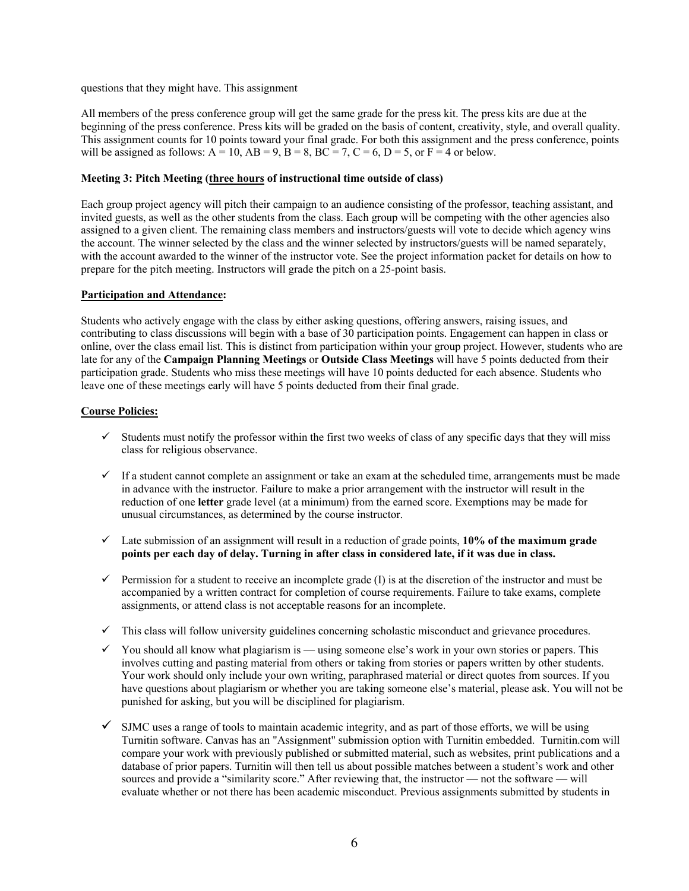questions that they might have. This assignment

All members of the press conference group will get the same grade for the press kit. The press kits are due at the beginning of the press conference. Press kits will be graded on the basis of content, creativity, style, and overall quality. This assignment counts for 10 points toward your final grade. For both this assignment and the press conference, points will be assigned as follows: A = 10, AB = 9, B = 8, BC = 7, C = 6, D = 5, or F = 4 or below.

**Meeting 3: Pitch Meeting (<u>three hours</u> of instructional time outside of class)**

Each group project agency will pitch their campaign to an audience consisting of the professor, teaching assistant, and invited guests, as well as the other students from the class. Each group will be competing with the other agencies also assigned to a given client. The remaining class members and instructors/guests will vote to decide which agency wins the account. The winner selected by the class and the winner selected by instructors/guests will be named separately, with the account awarded to the winner of the instructor vote. See the project information packet for details on how to prepare for the pitch meeting. Instructors will grade the pitch on a 25-point basis.

**<u>Participation and Attendance</u>:**

Students who actively engage with the class by either asking questions, offering answers, raising issues, and contributing to class discussions will begin with a base of 30 participation points. Engagement can happen in class or online, over the class email list. This is distinct from participation within your group project. However, students who are late for any of the **Campaign Planning Meetings** or **Outside Class Meetings** will have 5 points deducted from their participation grade. Students who miss these meetings will have 10 points deducted for each absence. Students who leave one of these meetings early will have 5 points deducted from their final grade.

**<u>Course Policies:</u>**

- ✓ Students must notify the professor within the first two weeks of class of any specific days that they will miss class for religious observance.
- ✓ If a student cannot complete an assignment or take an exam at the scheduled time, arrangements must be made in advance with the instructor. Failure to make a prior arrangement with the instructor will result in the reduction of one **letter** grade level (at a minimum) from the earned score. Exemptions may be made for unusual circumstances, as determined by the course instructor.
- ✓ Late submission of an assignment will result in a reduction of grade points, **10% of the maximum grade points per each day of delay. Turning in after class in considered late, if it was due in class.**
- ✓ Permission for a student to receive an incomplete grade (I) is at the discretion of the instructor and must be accompanied by a written contract for completion of course requirements. Failure to take exams, complete assignments, or attend class is not acceptable reasons for an incomplete.
- ✓ This class will follow university guidelines concerning scholastic misconduct and grievance procedures.
- ✓ You should all know what plagiarism is — using someone else's work in your own stories or papers. This involves cutting and pasting material from others or taking from stories or papers written by other students. Your work should only include your own writing, paraphrased material or direct quotes from sources. If you have questions about plagiarism or whether you are taking someone else's material, please ask. You will not be punished for asking, but you will be disciplined for plagiarism.
- ✓ SJMC uses a range of tools to maintain academic integrity, and as part of those efforts, we will be using Turnitin software. Canvas has an "Assignment" submission option with Turnitin embedded. Turnitin.com will compare your work with previously published or submitted material, such as websites, print publications and a database of prior papers. Turnitin will then tell us about possible matches between a student's work and other sources and provide a "similarity score." After reviewing that, the instructor — not the software — will evaluate whether or not there has been academic misconduct. Previous assignments submitted by students in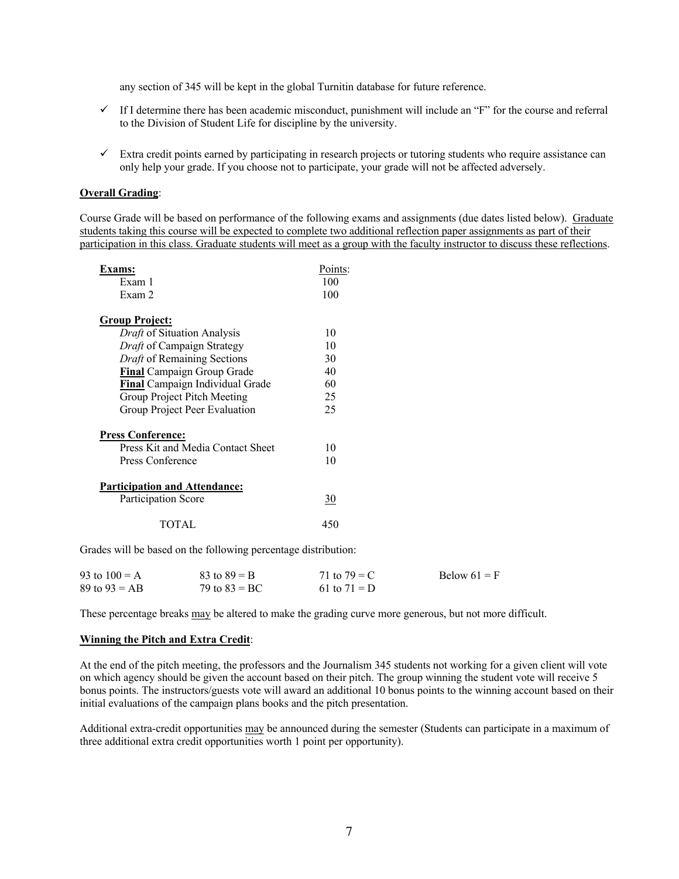any section of 345 will be kept in the global Turnitin database for future reference.

- ✓ If I determine there has been academic misconduct, punishment will include an "F" for the course and referral to the Division of Student Life for discipline by the university.

- ✓ Extra credit points earned by participating in research projects or tutoring students who require assistance can only help your grade. If you choose not to participate, your grade will not be affected adversely.

**Overall Grading**:

Course Grade will be based on performance of the following exams and assignments (due dates listed below). Graduate students taking this course will be expected to complete two additional reflection paper assignments as part of their participation in this class. Graduate students will meet as a group with the faculty instructor to discuss these reflections.

| **Exams:** | Points: |
| --- | --- |
| Exam 1 | 100 |
| Exam 2 | 100 |
| **Group Project:** | |
| *Draft* of Situation Analysis | 10 |
| *Draft* of Campaign Strategy | 10 |
| *Draft* of Remaining Sections | 30 |
| **Final** Campaign Group Grade | 40 |
| **Final** Campaign Individual Grade | 60 |
| Group Project Pitch Meeting | 25 |
| Group Project Peer Evaluation | 25 |
| **Press Conference:** | |
| Press Kit and Media Contact Sheet | 10 |
| Press Conference | 10 |
| **Participation and Attendance:** | |
| Participation Score | 30 |
| TOTAL | 450 |

Grades will be based on the following percentage distribution:

| | | | |
| --- | --- | --- | --- |
| 93 to 100 = A | 83 to 89 = B | 71 to 79 = C | Below 61 = F |
| 89 to 93 = AB | 79 to 83 = BC | 61 to 71 = D | |

These percentage breaks may be altered to make the grading curve more generous, but not more difficult.

**Winning the Pitch and Extra Credit**:

At the end of the pitch meeting, the professors and the Journalism 345 students not working for a given client will vote on which agency should be given the account based on their pitch. The group winning the student vote will receive 5 bonus points. The instructors/guests vote will award an additional 10 bonus points to the winning account based on their initial evaluations of the campaign plans books and the pitch presentation.

Additional extra-credit opportunities may be announced during the semester (Students can participate in a maximum of three additional extra credit opportunities worth 1 point per opportunity).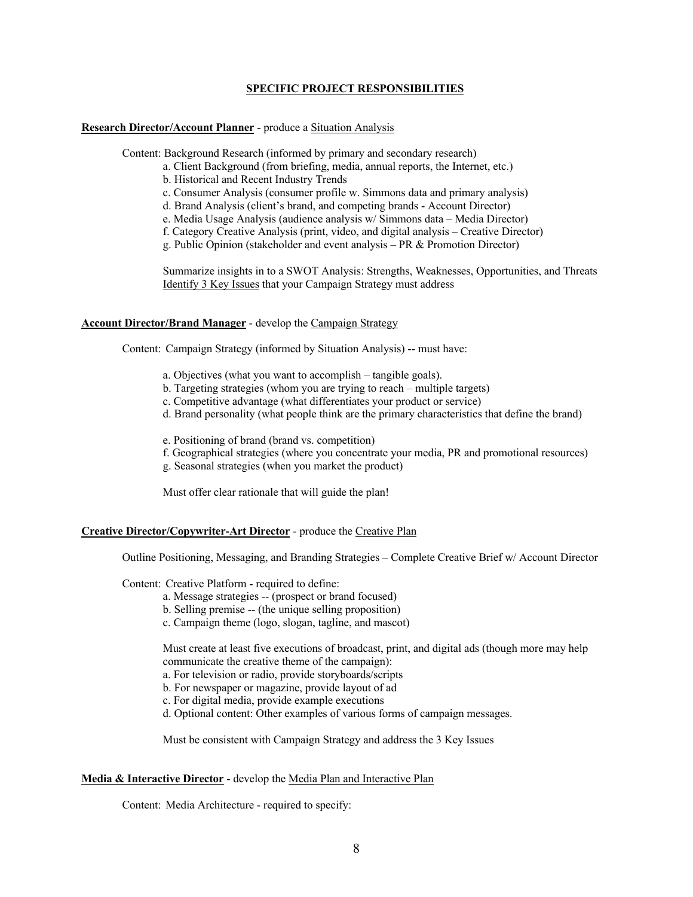## SPECIFIC PROJECT RESPONSIBILITIES

**Research Director/Account Planner** - produce a Situation Analysis

Content: Background Research (informed by primary and secondary research)

a. Client Background (from briefing, media, annual reports, the Internet, etc.)
b. Historical and Recent Industry Trends
c. Consumer Analysis (consumer profile w. Simmons data and primary analysis)
d. Brand Analysis (client's brand, and competing brands - Account Director)
e. Media Usage Analysis (audience analysis w/ Simmons data – Media Director)
f. Category Creative Analysis (print, video, and digital analysis – Creative Director)
g. Public Opinion (stakeholder and event analysis – PR & Promotion Director)

Summarize insights in to a SWOT Analysis: Strengths, Weaknesses, Opportunities, and Threats
Identify 3 Key Issues that your Campaign Strategy must address

**Account Director/Brand Manager** - develop the Campaign Strategy

Content: Campaign Strategy (informed by Situation Analysis) -- must have:

a. Objectives (what you want to accomplish – tangible goals).
b. Targeting strategies (whom you are trying to reach – multiple targets)
c. Competitive advantage (what differentiates your product or service)
d. Brand personality (what people think are the primary characteristics that define the brand)

e. Positioning of brand (brand vs. competition)
f. Geographical strategies (where you concentrate your media, PR and promotional resources)
g. Seasonal strategies (when you market the product)

Must offer clear rationale that will guide the plan!

**Creative Director/Copywriter-Art Director** - produce the Creative Plan

Outline Positioning, Messaging, and Branding Strategies – Complete Creative Brief w/ Account Director

Content: Creative Platform - required to define:

a. Message strategies -- (prospect or brand focused)
b. Selling premise -- (the unique selling proposition)
c. Campaign theme (logo, slogan, tagline, and mascot)

Must create at least five executions of broadcast, print, and digital ads (though more may help communicate the creative theme of the campaign):

a. For television or radio, provide storyboards/scripts
b. For newspaper or magazine, provide layout of ad
c. For digital media, provide example executions
d. Optional content: Other examples of various forms of campaign messages.

Must be consistent with Campaign Strategy and address the 3 Key Issues

**Media & Interactive Director** - develop the Media Plan and Interactive Plan

Content: Media Architecture - required to specify: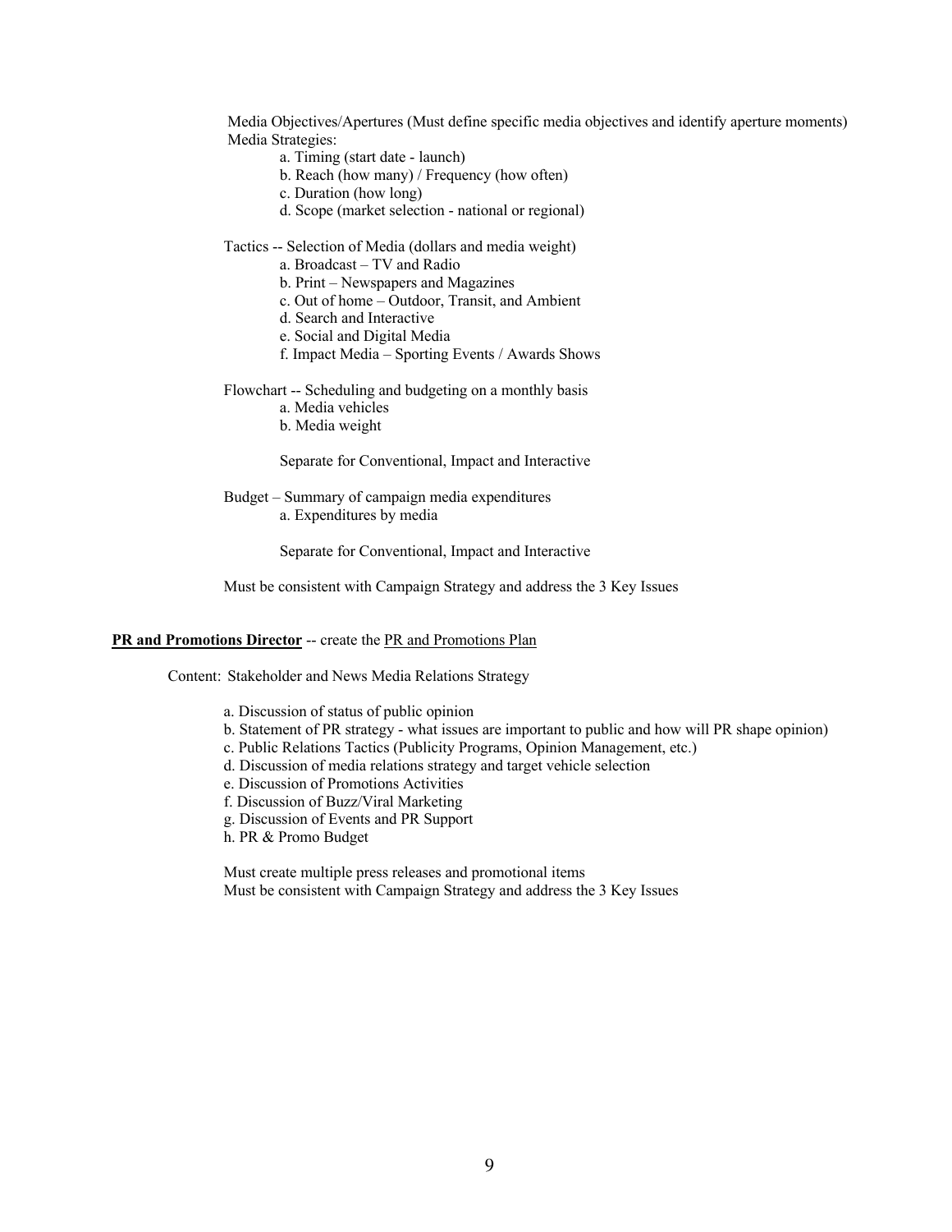Media Objectives/Apertures (Must define specific media objectives and identify aperture moments)
Media Strategies:

- a. Timing (start date - launch)
- b. Reach (how many) / Frequency (how often)
- c. Duration (how long)
- d. Scope (market selection - national or regional)

Tactics -- Selection of Media (dollars and media weight)

- a. Broadcast – TV and Radio
- b. Print – Newspapers and Magazines
- c. Out of home – Outdoor, Transit, and Ambient
- d. Search and Interactive
- e. Social and Digital Media
- f. Impact Media – Sporting Events / Awards Shows

Flowchart -- Scheduling and budgeting on a monthly basis

- a. Media vehicles
- b. Media weight

Separate for Conventional, Impact and Interactive

Budget – Summary of campaign media expenditures

- a. Expenditures by media

Separate for Conventional, Impact and Interactive

Must be consistent with Campaign Strategy and address the 3 Key Issues

**PR and Promotions Director** -- create the PR and Promotions Plan

Content: Stakeholder and News Media Relations Strategy

- a. Discussion of status of public opinion
- b. Statement of PR strategy - what issues are important to public and how will PR shape opinion)
- c. Public Relations Tactics (Publicity Programs, Opinion Management, etc.)
- d. Discussion of media relations strategy and target vehicle selection
- e. Discussion of Promotions Activities
- f. Discussion of Buzz/Viral Marketing
- g. Discussion of Events and PR Support
- h. PR & Promo Budget

Must create multiple press releases and promotional items
Must be consistent with Campaign Strategy and address the 3 Key Issues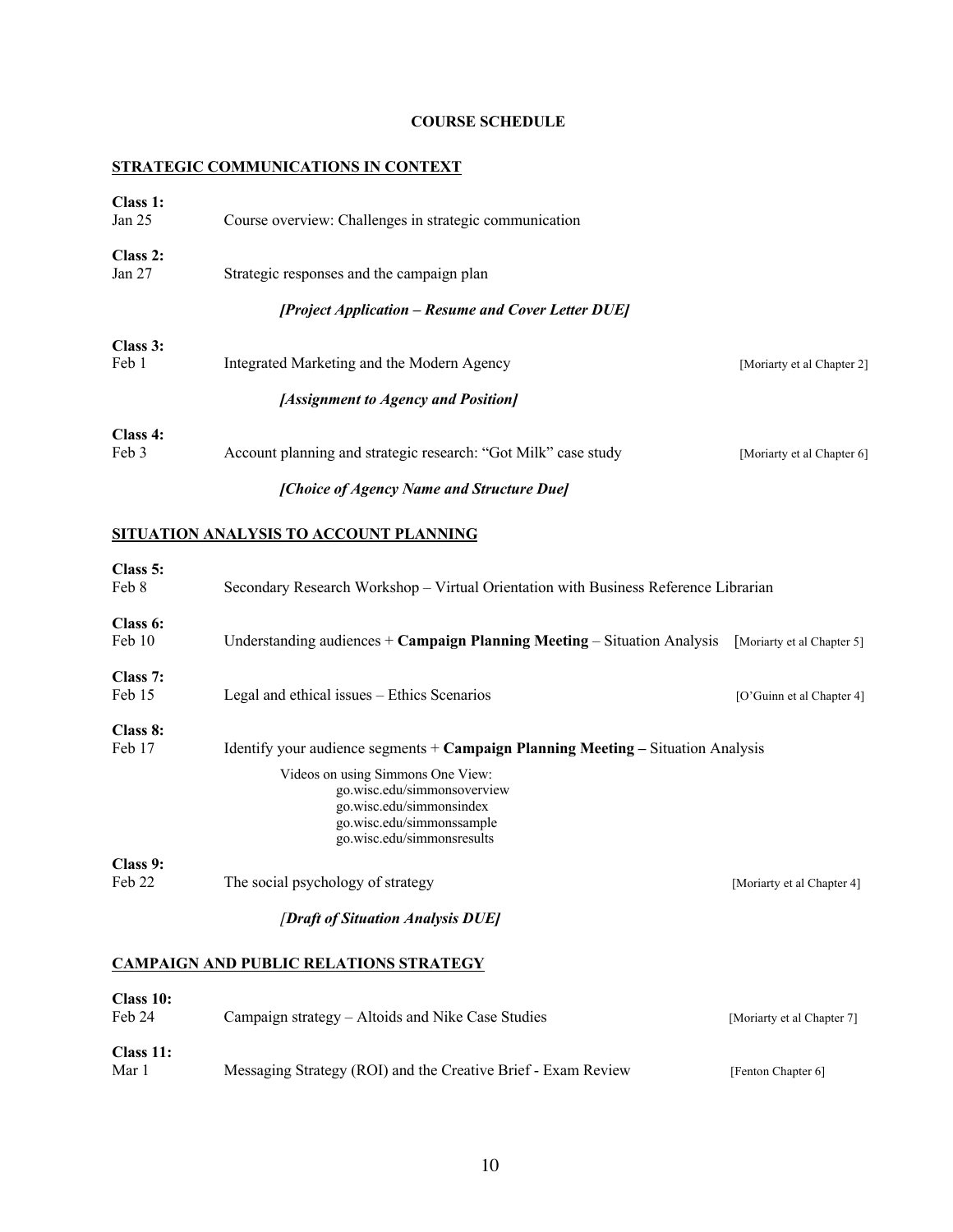# COURSE SCHEDULE

## STRATEGIC COMMUNICATIONS IN CONTEXT

**Class 1:**
Jan 25 — Course overview: Challenges in strategic communication

**Class 2:**
Jan 27 — Strategic responses and the campaign plan

***[Project Application – Resume and Cover Letter DUE]***

**Class 3:**
Feb 1 — Integrated Marketing and the Modern Agency [Moriarty et al Chapter 2]

***[Assignment to Agency and Position]***

**Class 4:**
Feb 3 — Account planning and strategic research: "Got Milk" case study [Moriarty et al Chapter 6]

***[Choice of Agency Name and Structure Due]***

## SITUATION ANALYSIS TO ACCOUNT PLANNING

**Class 5:**
Feb 8 — Secondary Research Workshop – Virtual Orientation with Business Reference Librarian

**Class 6:**
Feb 10 — Understanding audiences + **Campaign Planning Meeting** – Situation Analysis [Moriarty et al Chapter 5]

**Class 7:**
Feb 15 — Legal and ethical issues – Ethics Scenarios [O'Guinn et al Chapter 4]

**Class 8:**
Feb 17 — Identify your audience segments + **Campaign Planning Meeting –** Situation Analysis

Videos on using Simmons One View:
- go.wisc.edu/simmonsoverview
- go.wisc.edu/simmonsindex
- go.wisc.edu/simmonssample
- go.wisc.edu/simmonsresults

**Class 9:**
Feb 22 — The social psychology of strategy [Moriarty et al Chapter 4]

***[Draft of Situation Analysis DUE]***

## CAMPAIGN AND PUBLIC RELATIONS STRATEGY

**Class 10:**
Feb 24 — Campaign strategy – Altoids and Nike Case Studies [Moriarty et al Chapter 7]

**Class 11:**
Mar 1 — Messaging Strategy (ROI) and the Creative Brief - Exam Review [Fenton Chapter 6]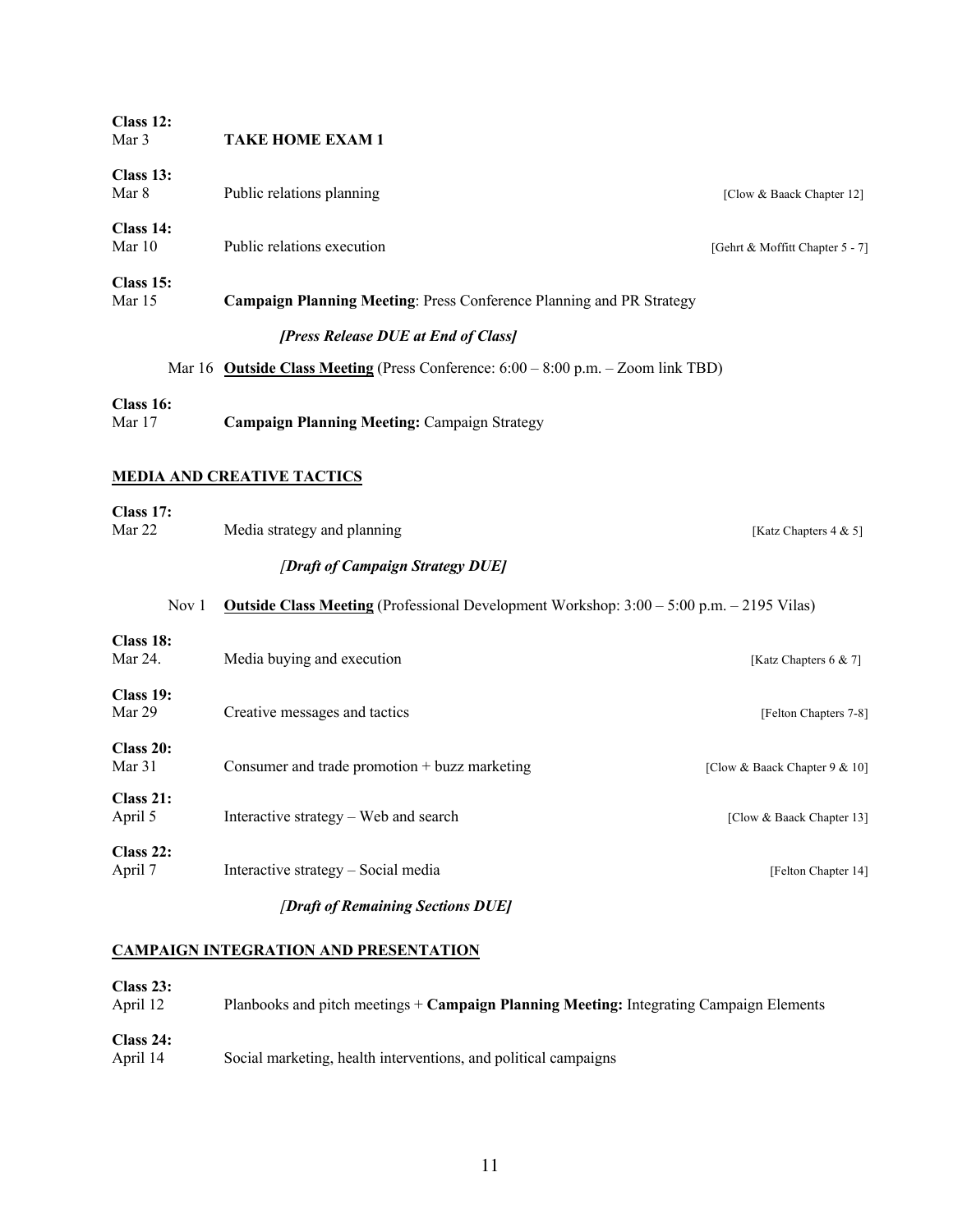**Class 12:**
Mar 3 **TAKE HOME EXAM 1**

**Class 13:**
Mar 8 Public relations planning [Clow & Baack Chapter 12]

**Class 14:**
Mar 10 Public relations execution [Gehrt & Moffitt Chapter 5 - 7]

**Class 15:**
Mar 15 **Campaign Planning Meeting**: Press Conference Planning and PR Strategy

***[Press Release DUE at End of Class]***

Mar 16 **Outside Class Meeting** (Press Conference: 6:00 – 8:00 p.m. – Zoom link TBD)

**Class 16:**
Mar 17 **Campaign Planning Meeting:** Campaign Strategy

## MEDIA AND CREATIVE TACTICS

**Class 17:**
Mar 22 Media strategy and planning [Katz Chapters 4 & 5]

*[**Draft of Campaign Strategy DUE**]*

Nov 1 **Outside Class Meeting** (Professional Development Workshop: 3:00 – 5:00 p.m. – 2195 Vilas)

**Class 18:**
Mar 24. Media buying and execution [Katz Chapters 6 & 7]

**Class 19:**
Mar 29 Creative messages and tactics [Felton Chapters 7-8]

**Class 20:**
Mar 31 Consumer and trade promotion + buzz marketing [Clow & Baack Chapter 9 & 10]

**Class 21:**
April 5 Interactive strategy – Web and search [Clow & Baack Chapter 13]

**Class 22:**
April 7 Interactive strategy – Social media [Felton Chapter 14]

*[**Draft of Remaining Sections DUE**]*

## CAMPAIGN INTEGRATION AND PRESENTATION

**Class 23:**
April 12 Planbooks and pitch meetings + **Campaign Planning Meeting:** Integrating Campaign Elements

**Class 24:**
April 14 Social marketing, health interventions, and political campaigns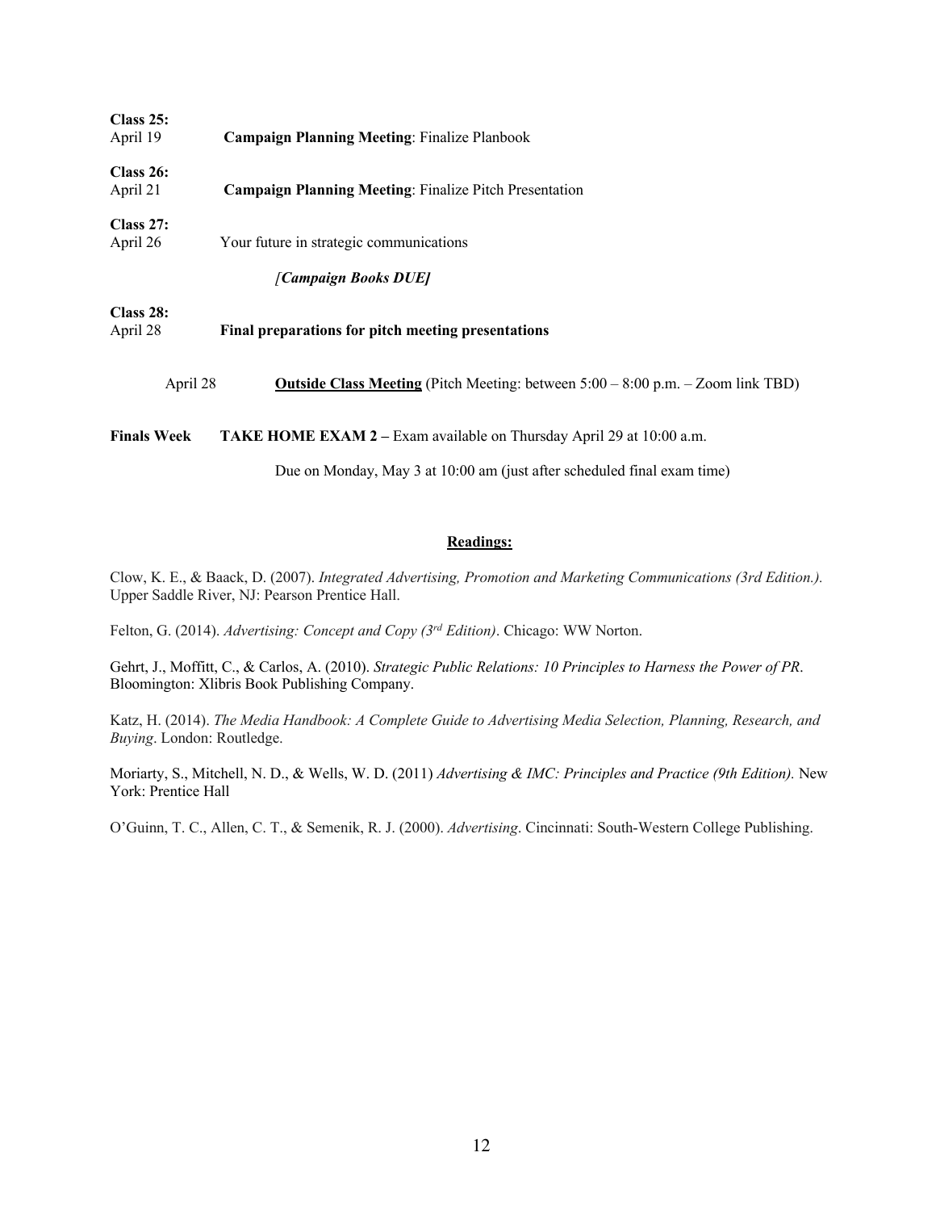**Class 25:**
April 19 **Campaign Planning Meeting**: Finalize Planbook

**Class 26:**
April 21 **Campaign Planning Meeting**: Finalize Pitch Presentation

**Class 27:**
April 26 Your future in strategic communications

*[Campaign Books DUE]*

**Class 28:**
April 28 **Final preparations for pitch meeting presentations**

April 28 **Outside Class Meeting** (Pitch Meeting: between 5:00 – 8:00 p.m. – Zoom link TBD)

**Finals Week** **TAKE HOME EXAM 2 –** Exam available on Thursday April 29 at 10:00 a.m.

Due on Monday, May 3 at 10:00 am (just after scheduled final exam time)

**Readings:**

Clow, K. E., & Baack, D. (2007). *Integrated Advertising, Promotion and Marketing Communications (3rd Edition.).* Upper Saddle River, NJ: Pearson Prentice Hall.

Felton, G. (2014). *Advertising: Concept and Copy (3rd Edition)*. Chicago: WW Norton.

Gehrt, J., Moffitt, C., & Carlos, A. (2010). *Strategic Public Relations: 10 Principles to Harness the Power of PR*. Bloomington: Xlibris Book Publishing Company.

Katz, H. (2014). *The Media Handbook: A Complete Guide to Advertising Media Selection, Planning, Research, and Buying*. London: Routledge.

Moriarty, S., Mitchell, N. D., & Wells, W. D. (2011) *Advertising & IMC: Principles and Practice (9th Edition).* New York: Prentice Hall

O'Guinn, T. C., Allen, C. T., & Semenik, R. J. (2000). *Advertising*. Cincinnati: South-Western College Publishing.